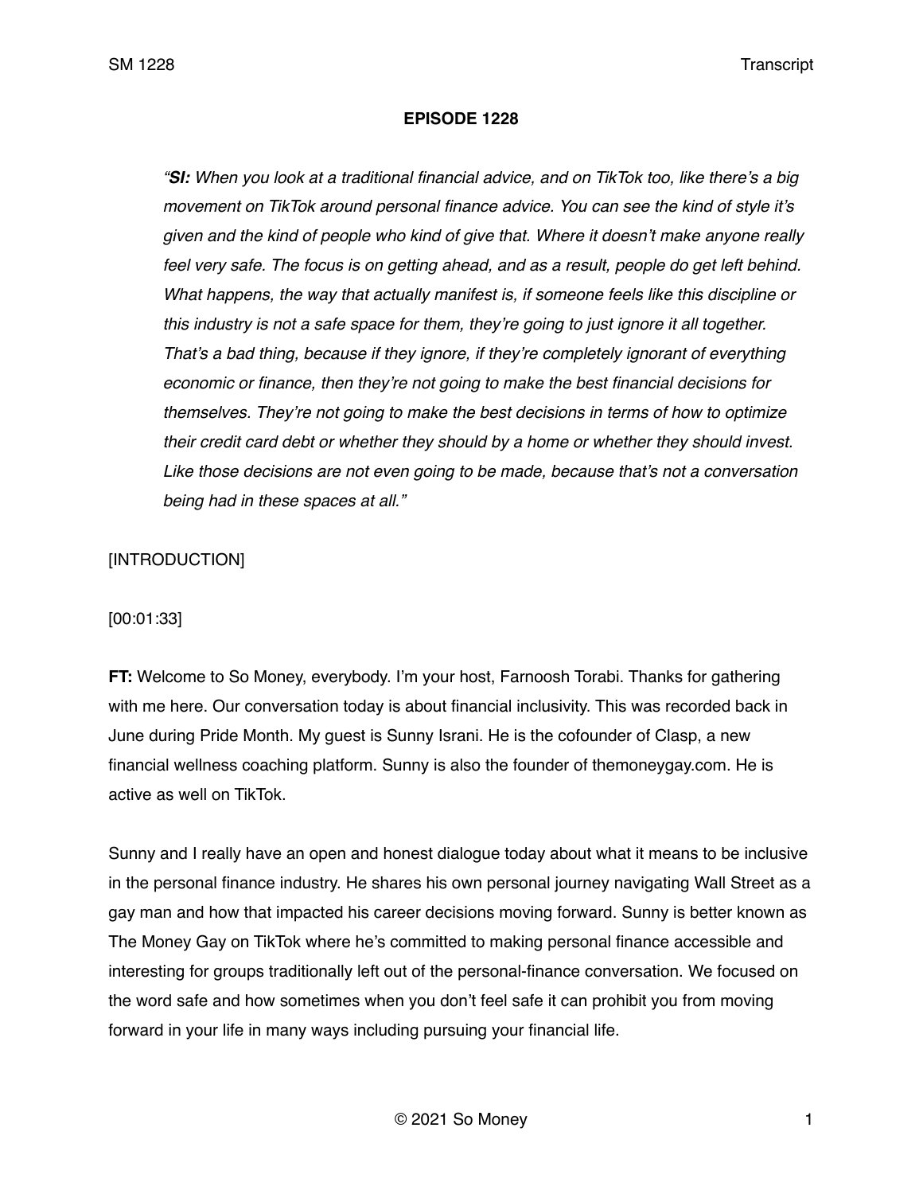**EPISODE 1228**

> *"**SI:** When you look at a traditional financial advice, and on TikTok too, like there's a big movement on TikTok around personal finance advice. You can see the kind of style it's given and the kind of people who kind of give that. Where it doesn't make anyone really feel very safe. The focus is on getting ahead, and as a result, people do get left behind. What happens, the way that actually manifest is, if someone feels like this discipline or this industry is not a safe space for them, they're going to just ignore it all together. That's a bad thing, because if they ignore, if they're completely ignorant of everything economic or finance, then they're not going to make the best financial decisions for themselves. They're not going to make the best decisions in terms of how to optimize their credit card debt or whether they should by a home or whether they should invest. Like those decisions are not even going to be made, because that's not a conversation being had in these spaces at all."*

[INTRODUCTION]

[00:01:33]

**FT:** Welcome to So Money, everybody. I'm your host, Farnoosh Torabi. Thanks for gathering with me here. Our conversation today is about financial inclusivity. This was recorded back in June during Pride Month. My guest is Sunny Israni. He is the cofounder of Clasp, a new financial wellness coaching platform. Sunny is also the founder of themoneygay.com. He is active as well on TikTok.

Sunny and I really have an open and honest dialogue today about what it means to be inclusive in the personal finance industry. He shares his own personal journey navigating Wall Street as a gay man and how that impacted his career decisions moving forward. Sunny is better known as The Money Gay on TikTok where he's committed to making personal finance accessible and interesting for groups traditionally left out of the personal-finance conversation. We focused on the word safe and how sometimes when you don't feel safe it can prohibit you from moving forward in your life in many ways including pursuing your financial life.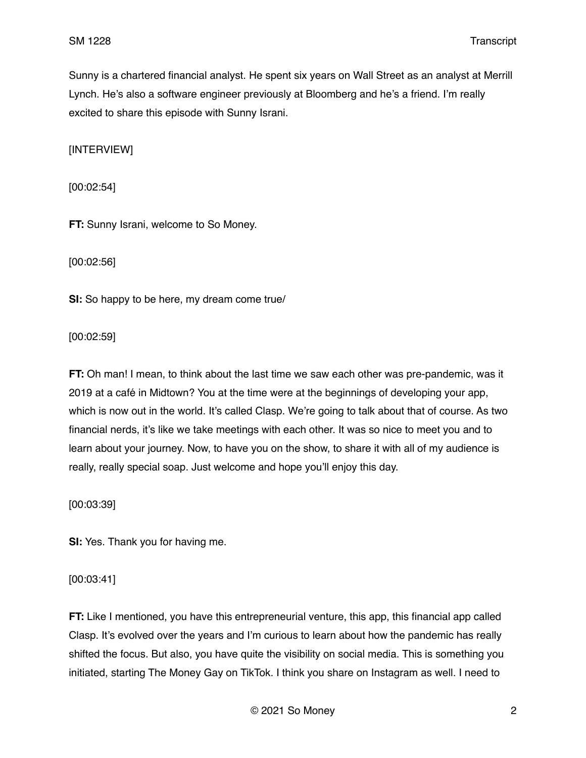Sunny is a chartered financial analyst. He spent six years on Wall Street as an analyst at Merrill Lynch. He's also a software engineer previously at Bloomberg and he's a friend. I'm really excited to share this episode with Sunny Israni.

[INTERVIEW]

[00:02:54]

**FT:** Sunny Israni, welcome to So Money.

[00:02:56]

**SI:** So happy to be here, my dream come true/

[00:02:59]

**FT:** Oh man! I mean, to think about the last time we saw each other was pre-pandemic, was it 2019 at a café in Midtown? You at the time were at the beginnings of developing your app, which is now out in the world. It's called Clasp. We're going to talk about that of course. As two financial nerds, it's like we take meetings with each other. It was so nice to meet you and to learn about your journey. Now, to have you on the show, to share it with all of my audience is really, really special soap. Just welcome and hope you'll enjoy this day.

[00:03:39]

**SI:** Yes. Thank you for having me.

[00:03:41]

**FT:** Like I mentioned, you have this entrepreneurial venture, this app, this financial app called Clasp. It's evolved over the years and I'm curious to learn about how the pandemic has really shifted the focus. But also, you have quite the visibility on social media. This is something you initiated, starting The Money Gay on TikTok. I think you share on Instagram as well. I need to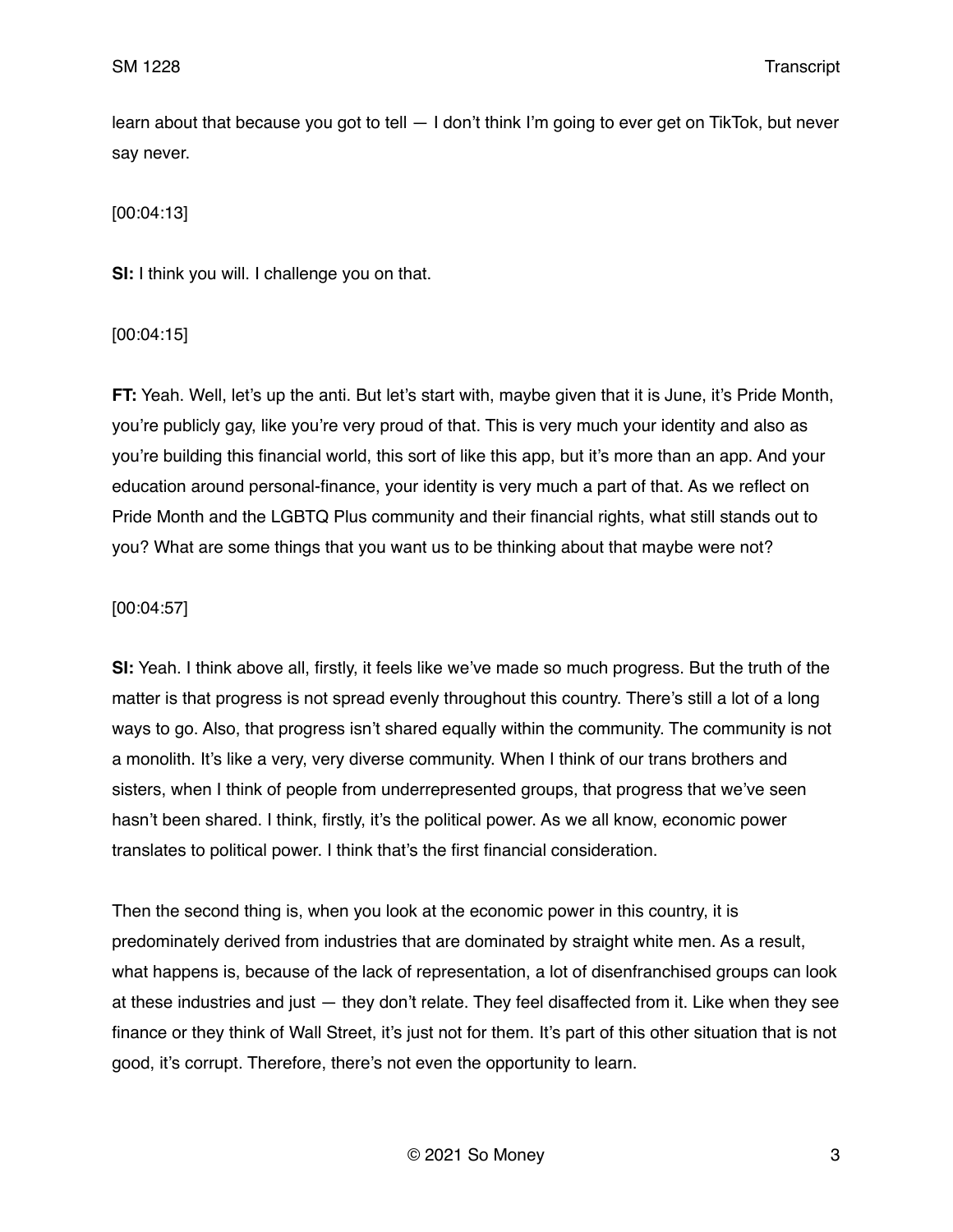learn about that because you got to tell — I don't think I'm going to ever get on TikTok, but never say never.

[00:04:13]

**SI:** I think you will. I challenge you on that.

[00:04:15]

**FT:** Yeah. Well, let's up the anti. But let's start with, maybe given that it is June, it's Pride Month, you're publicly gay, like you're very proud of that. This is very much your identity and also as you're building this financial world, this sort of like this app, but it's more than an app. And your education around personal-finance, your identity is very much a part of that. As we reflect on Pride Month and the LGBTQ Plus community and their financial rights, what still stands out to you? What are some things that you want us to be thinking about that maybe were not?

[00:04:57]

**SI:** Yeah. I think above all, firstly, it feels like we've made so much progress. But the truth of the matter is that progress is not spread evenly throughout this country. There's still a lot of a long ways to go. Also, that progress isn't shared equally within the community. The community is not a monolith. It's like a very, very diverse community. When I think of our trans brothers and sisters, when I think of people from underrepresented groups, that progress that we've seen hasn't been shared. I think, firstly, it's the political power. As we all know, economic power translates to political power. I think that's the first financial consideration.

Then the second thing is, when you look at the economic power in this country, it is predominately derived from industries that are dominated by straight white men. As a result, what happens is, because of the lack of representation, a lot of disenfranchised groups can look at these industries and just — they don't relate. They feel disaffected from it. Like when they see finance or they think of Wall Street, it's just not for them. It's part of this other situation that is not good, it's corrupt. Therefore, there's not even the opportunity to learn.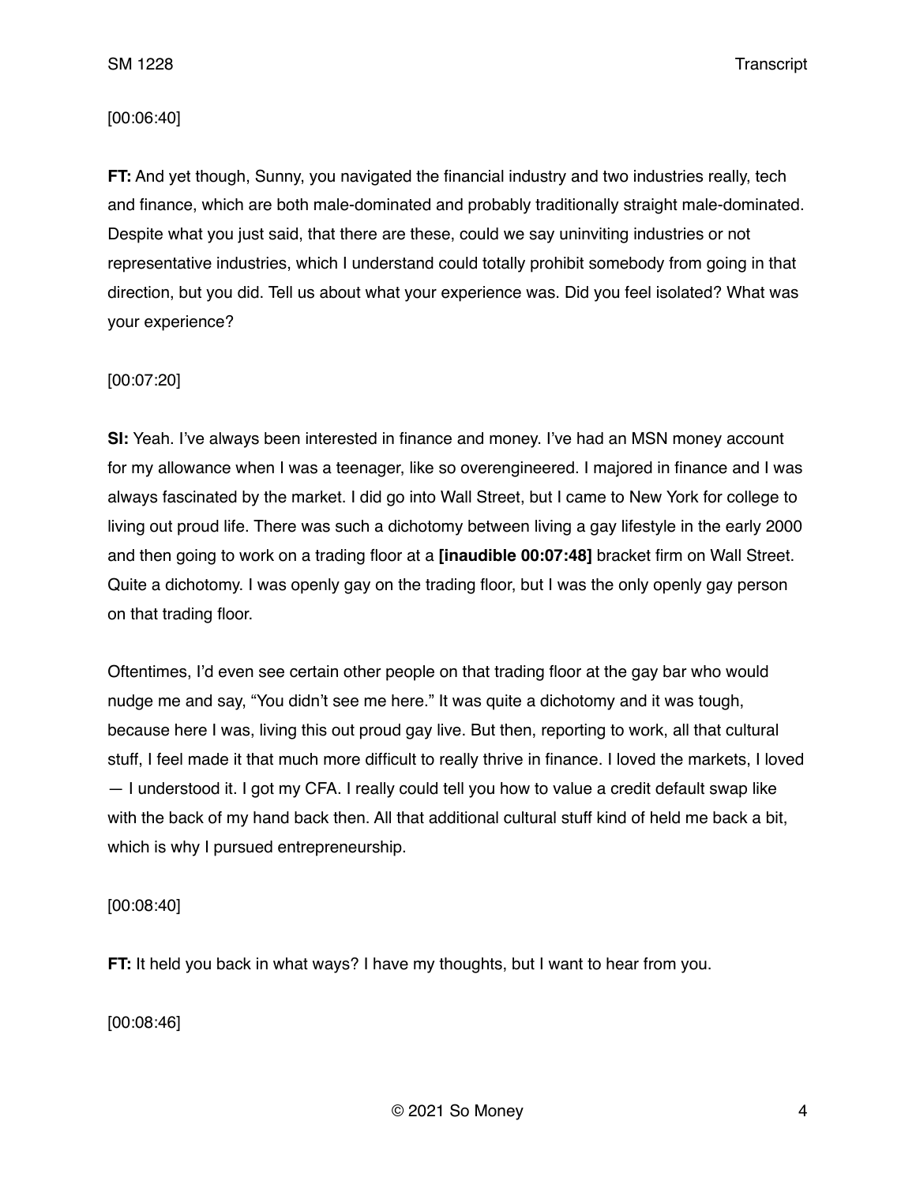[00:06:40]

**FT:** And yet though, Sunny, you navigated the financial industry and two industries really, tech and finance, which are both male-dominated and probably traditionally straight male-dominated. Despite what you just said, that there are these, could we say uninviting industries or not representative industries, which I understand could totally prohibit somebody from going in that direction, but you did. Tell us about what your experience was. Did you feel isolated? What was your experience?

[00:07:20]

**SI:** Yeah. I've always been interested in finance and money. I've had an MSN money account for my allowance when I was a teenager, like so overengineered. I majored in finance and I was always fascinated by the market. I did go into Wall Street, but I came to New York for college to living out proud life. There was such a dichotomy between living a gay lifestyle in the early 2000 and then going to work on a trading floor at a **[inaudible 00:07:48]** bracket firm on Wall Street. Quite a dichotomy. I was openly gay on the trading floor, but I was the only openly gay person on that trading floor.

Oftentimes, I'd even see certain other people on that trading floor at the gay bar who would nudge me and say, "You didn't see me here." It was quite a dichotomy and it was tough, because here I was, living this out proud gay live. But then, reporting to work, all that cultural stuff, I feel made it that much more difficult to really thrive in finance. I loved the markets, I loved — I understood it. I got my CFA. I really could tell you how to value a credit default swap like with the back of my hand back then. All that additional cultural stuff kind of held me back a bit, which is why I pursued entrepreneurship.

[00:08:40]

**FT:** It held you back in what ways? I have my thoughts, but I want to hear from you.

[00:08:46]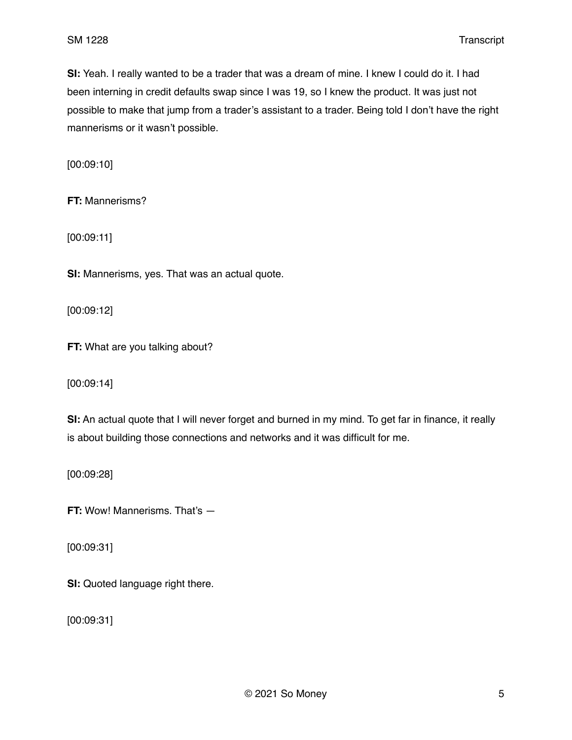**SI:** Yeah. I really wanted to be a trader that was a dream of mine. I knew I could do it. I had been interning in credit defaults swap since I was 19, so I knew the product. It was just not possible to make that jump from a trader's assistant to a trader. Being told I don't have the right mannerisms or it wasn't possible.

[00:09:10]

**FT:** Mannerisms?

[00:09:11]

**SI:** Mannerisms, yes. That was an actual quote.

[00:09:12]

**FT:** What are you talking about?

[00:09:14]

**SI:** An actual quote that I will never forget and burned in my mind. To get far in finance, it really is about building those connections and networks and it was difficult for me.

[00:09:28]

**FT:** Wow! Mannerisms. That's —

[00:09:31]

**SI:** Quoted language right there.

[00:09:31]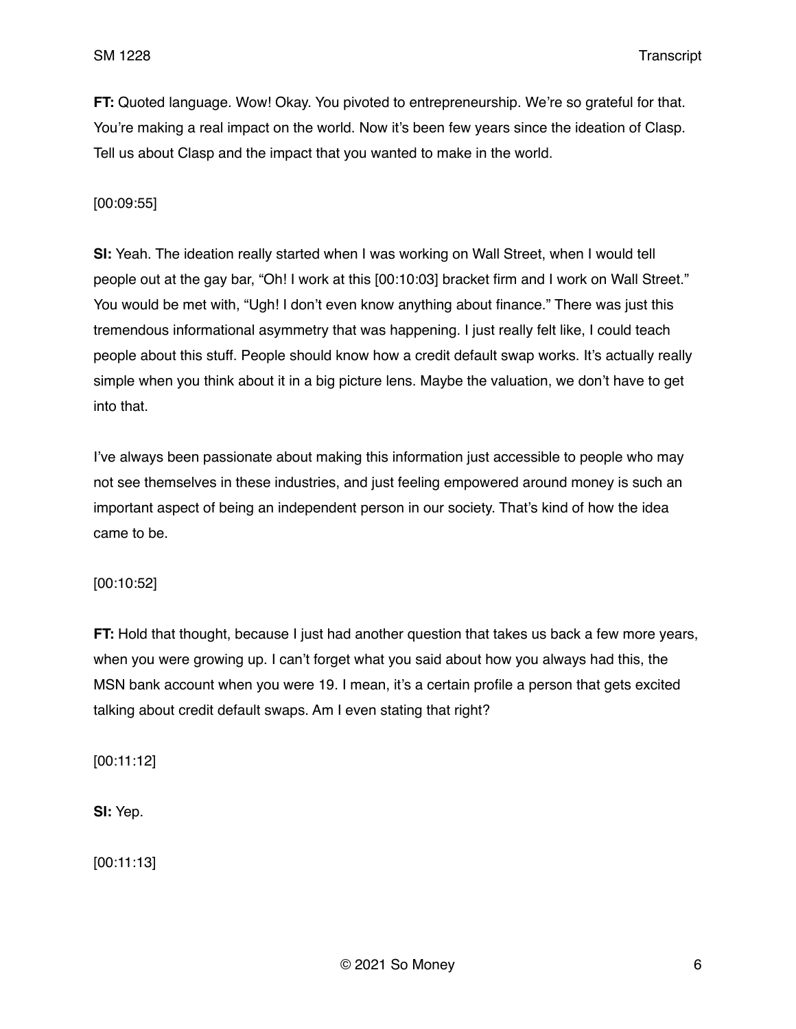**FT:** Quoted language. Wow! Okay. You pivoted to entrepreneurship. We're so grateful for that. You're making a real impact on the world. Now it's been few years since the ideation of Clasp. Tell us about Clasp and the impact that you wanted to make in the world.

[00:09:55]

**SI:** Yeah. The ideation really started when I was working on Wall Street, when I would tell people out at the gay bar, "Oh! I work at this [00:10:03] bracket firm and I work on Wall Street." You would be met with, "Ugh! I don't even know anything about finance." There was just this tremendous informational asymmetry that was happening. I just really felt like, I could teach people about this stuff. People should know how a credit default swap works. It's actually really simple when you think about it in a big picture lens. Maybe the valuation, we don't have to get into that.

I've always been passionate about making this information just accessible to people who may not see themselves in these industries, and just feeling empowered around money is such an important aspect of being an independent person in our society. That's kind of how the idea came to be.

[00:10:52]

**FT:** Hold that thought, because I just had another question that takes us back a few more years, when you were growing up. I can't forget what you said about how you always had this, the MSN bank account when you were 19. I mean, it's a certain profile a person that gets excited talking about credit default swaps. Am I even stating that right?

[00:11:12]

**SI:** Yep.

[00:11:13]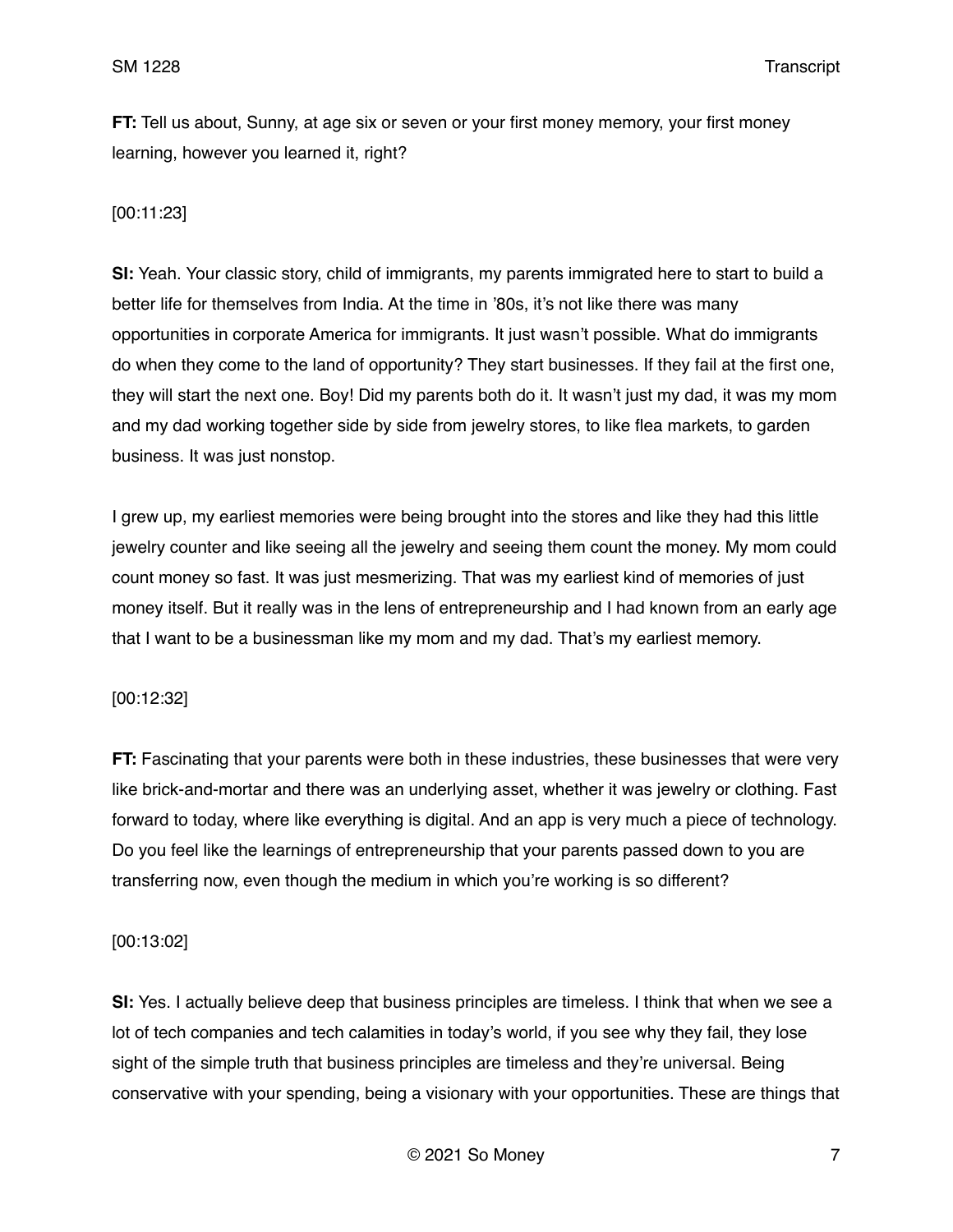**FT:** Tell us about, Sunny, at age six or seven or your first money memory, your first money learning, however you learned it, right?

[00:11:23]

**SI:** Yeah. Your classic story, child of immigrants, my parents immigrated here to start to build a better life for themselves from India. At the time in '80s, it's not like there was many opportunities in corporate America for immigrants. It just wasn't possible. What do immigrants do when they come to the land of opportunity? They start businesses. If they fail at the first one, they will start the next one. Boy! Did my parents both do it. It wasn't just my dad, it was my mom and my dad working together side by side from jewelry stores, to like flea markets, to garden business. It was just nonstop.

I grew up, my earliest memories were being brought into the stores and like they had this little jewelry counter and like seeing all the jewelry and seeing them count the money. My mom could count money so fast. It was just mesmerizing. That was my earliest kind of memories of just money itself. But it really was in the lens of entrepreneurship and I had known from an early age that I want to be a businessman like my mom and my dad. That's my earliest memory.

[00:12:32]

**FT:** Fascinating that your parents were both in these industries, these businesses that were very like brick-and-mortar and there was an underlying asset, whether it was jewelry or clothing. Fast forward to today, where like everything is digital. And an app is very much a piece of technology. Do you feel like the learnings of entrepreneurship that your parents passed down to you are transferring now, even though the medium in which you're working is so different?

[00:13:02]

**SI:** Yes. I actually believe deep that business principles are timeless. I think that when we see a lot of tech companies and tech calamities in today's world, if you see why they fail, they lose sight of the simple truth that business principles are timeless and they're universal. Being conservative with your spending, being a visionary with your opportunities. These are things that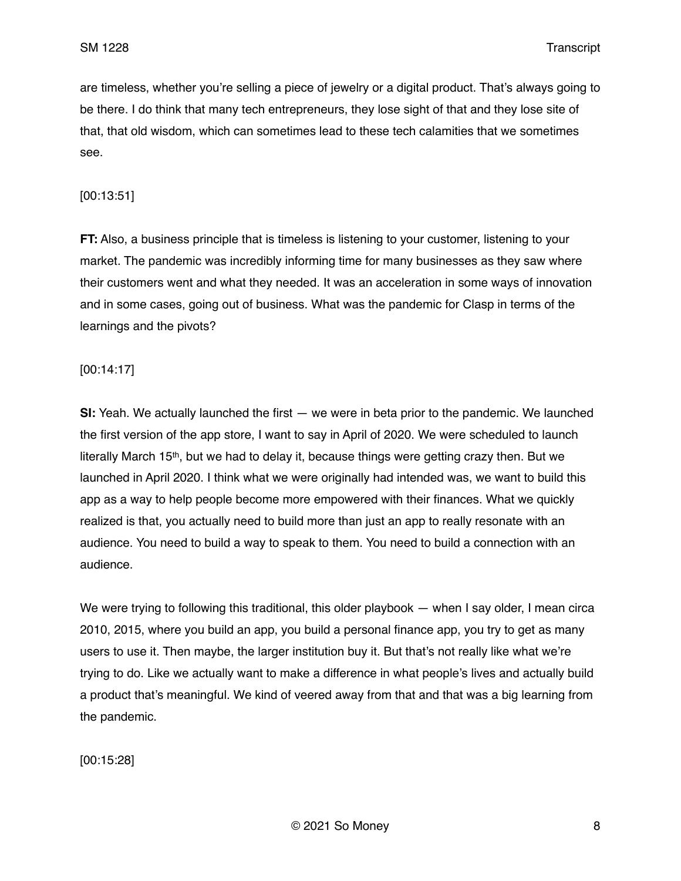are timeless, whether you're selling a piece of jewelry or a digital product. That's always going to be there. I do think that many tech entrepreneurs, they lose sight of that and they lose site of that, that old wisdom, which can sometimes lead to these tech calamities that we sometimes see.

[00:13:51]

**FT:** Also, a business principle that is timeless is listening to your customer, listening to your market. The pandemic was incredibly informing time for many businesses as they saw where their customers went and what they needed. It was an acceleration in some ways of innovation and in some cases, going out of business. What was the pandemic for Clasp in terms of the learnings and the pivots?

[00:14:17]

**SI:** Yeah. We actually launched the first — we were in beta prior to the pandemic. We launched the first version of the app store, I want to say in April of 2020. We were scheduled to launch literally March 15th, but we had to delay it, because things were getting crazy then. But we launched in April 2020. I think what we were originally had intended was, we want to build this app as a way to help people become more empowered with their finances. What we quickly realized is that, you actually need to build more than just an app to really resonate with an audience. You need to build a way to speak to them. You need to build a connection with an audience.

We were trying to following this traditional, this older playbook — when I say older, I mean circa 2010, 2015, where you build an app, you build a personal finance app, you try to get as many users to use it. Then maybe, the larger institution buy it. But that's not really like what we're trying to do. Like we actually want to make a difference in what people's lives and actually build a product that's meaningful. We kind of veered away from that and that was a big learning from the pandemic.

[00:15:28]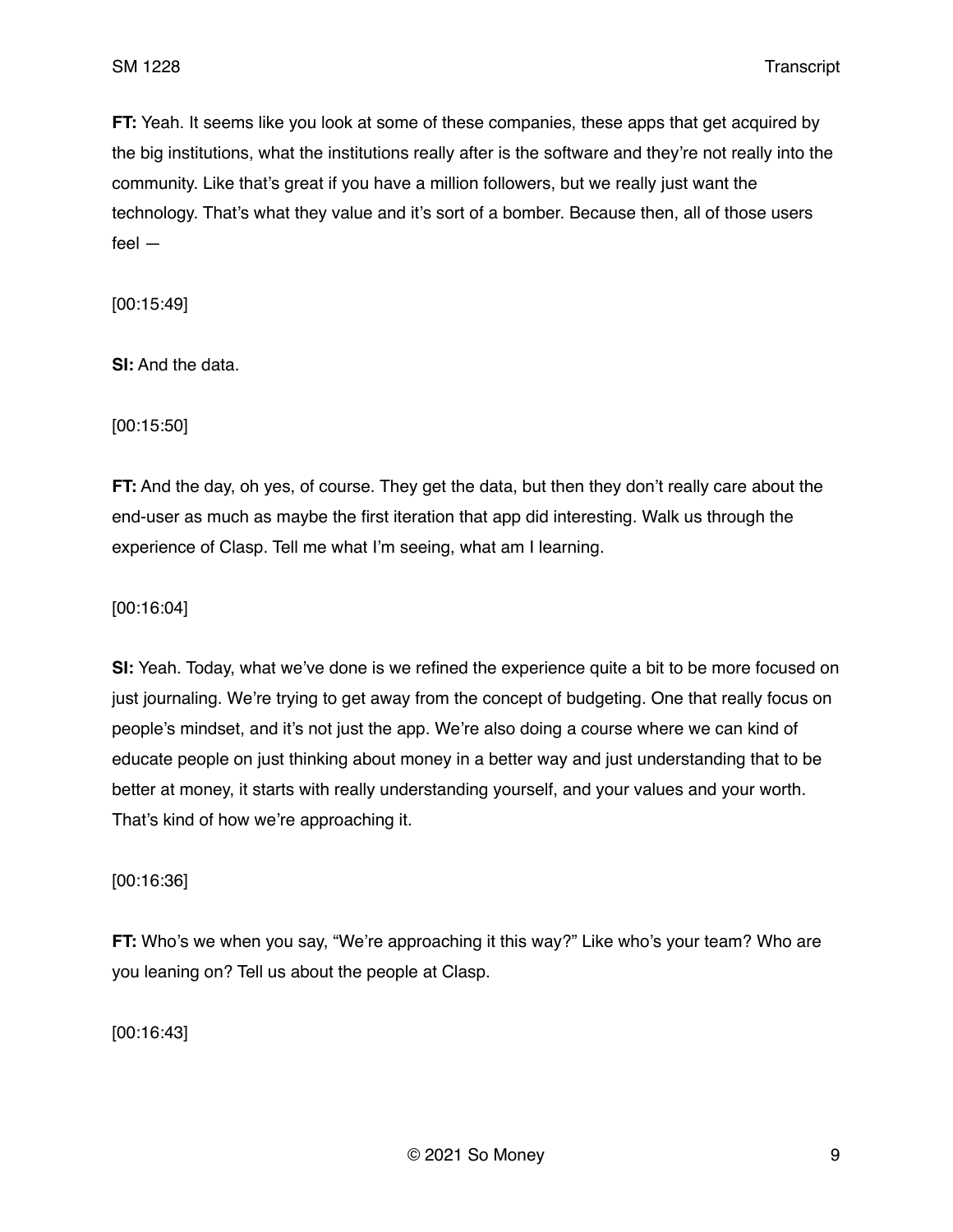**FT:** Yeah. It seems like you look at some of these companies, these apps that get acquired by the big institutions, what the institutions really after is the software and they're not really into the community. Like that's great if you have a million followers, but we really just want the technology. That's what they value and it's sort of a bomber. Because then, all of those users feel —

[00:15:49]

**SI:** And the data.

[00:15:50]

**FT:** And the day, oh yes, of course. They get the data, but then they don't really care about the end-user as much as maybe the first iteration that app did interesting. Walk us through the experience of Clasp. Tell me what I'm seeing, what am I learning.

[00:16:04]

**SI:** Yeah. Today, what we've done is we refined the experience quite a bit to be more focused on just journaling. We're trying to get away from the concept of budgeting. One that really focus on people's mindset, and it's not just the app. We're also doing a course where we can kind of educate people on just thinking about money in a better way and just understanding that to be better at money, it starts with really understanding yourself, and your values and your worth. That's kind of how we're approaching it.

[00:16:36]

**FT:** Who's we when you say, "We're approaching it this way?" Like who's your team? Who are you leaning on? Tell us about the people at Clasp.

[00:16:43]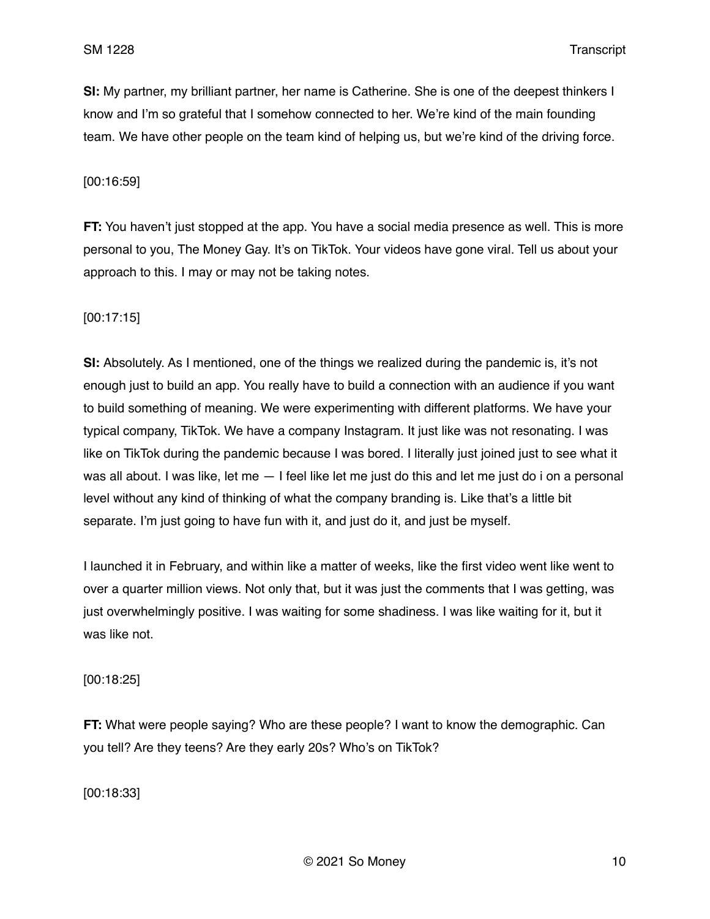**SI:** My partner, my brilliant partner, her name is Catherine. She is one of the deepest thinkers I know and I'm so grateful that I somehow connected to her. We're kind of the main founding team. We have other people on the team kind of helping us, but we're kind of the driving force.

[00:16:59]

**FT:** You haven't just stopped at the app. You have a social media presence as well. This is more personal to you, The Money Gay. It's on TikTok. Your videos have gone viral. Tell us about your approach to this. I may or may not be taking notes.

[00:17:15]

**SI:** Absolutely. As I mentioned, one of the things we realized during the pandemic is, it's not enough just to build an app. You really have to build a connection with an audience if you want to build something of meaning. We were experimenting with different platforms. We have your typical company, TikTok. We have a company Instagram. It just like was not resonating. I was like on TikTok during the pandemic because I was bored. I literally just joined just to see what it was all about. I was like, let me — I feel like let me just do this and let me just do i on a personal level without any kind of thinking of what the company branding is. Like that's a little bit separate. I'm just going to have fun with it, and just do it, and just be myself.

I launched it in February, and within like a matter of weeks, like the first video went like went to over a quarter million views. Not only that, but it was just the comments that I was getting, was just overwhelmingly positive. I was waiting for some shadiness. I was like waiting for it, but it was like not.

[00:18:25]

**FT:** What were people saying? Who are these people? I want to know the demographic. Can you tell? Are they teens? Are they early 20s? Who's on TikTok?

[00:18:33]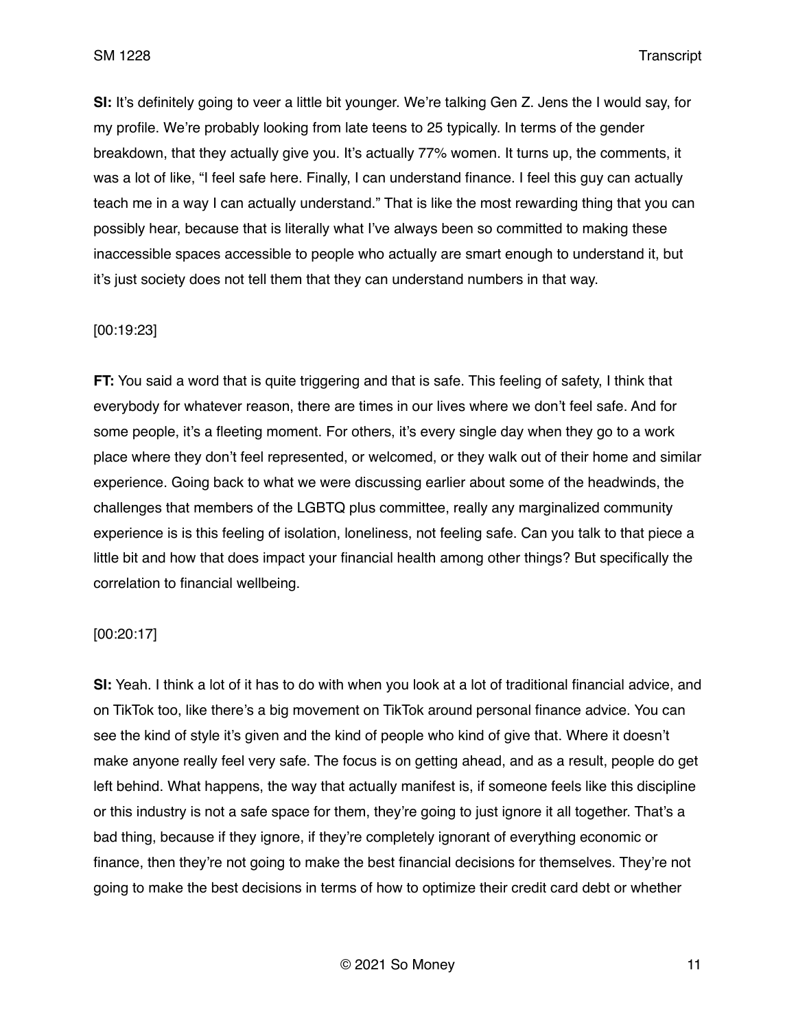**SI:** It's definitely going to veer a little bit younger. We're talking Gen Z. Jens the I would say, for my profile. We're probably looking from late teens to 25 typically. In terms of the gender breakdown, that they actually give you. It's actually 77% women. It turns up, the comments, it was a lot of like, "I feel safe here. Finally, I can understand finance. I feel this guy can actually teach me in a way I can actually understand." That is like the most rewarding thing that you can possibly hear, because that is literally what I've always been so committed to making these inaccessible spaces accessible to people who actually are smart enough to understand it, but it's just society does not tell them that they can understand numbers in that way.

[00:19:23]

**FT:** You said a word that is quite triggering and that is safe. This feeling of safety, I think that everybody for whatever reason, there are times in our lives where we don't feel safe. And for some people, it's a fleeting moment. For others, it's every single day when they go to a work place where they don't feel represented, or welcomed, or they walk out of their home and similar experience. Going back to what we were discussing earlier about some of the headwinds, the challenges that members of the LGBTQ plus committee, really any marginalized community experience is is this feeling of isolation, loneliness, not feeling safe. Can you talk to that piece a little bit and how that does impact your financial health among other things? But specifically the correlation to financial wellbeing.

[00:20:17]

**SI:** Yeah. I think a lot of it has to do with when you look at a lot of traditional financial advice, and on TikTok too, like there's a big movement on TikTok around personal finance advice. You can see the kind of style it's given and the kind of people who kind of give that. Where it doesn't make anyone really feel very safe. The focus is on getting ahead, and as a result, people do get left behind. What happens, the way that actually manifest is, if someone feels like this discipline or this industry is not a safe space for them, they're going to just ignore it all together. That's a bad thing, because if they ignore, if they're completely ignorant of everything economic or finance, then they're not going to make the best financial decisions for themselves. They're not going to make the best decisions in terms of how to optimize their credit card debt or whether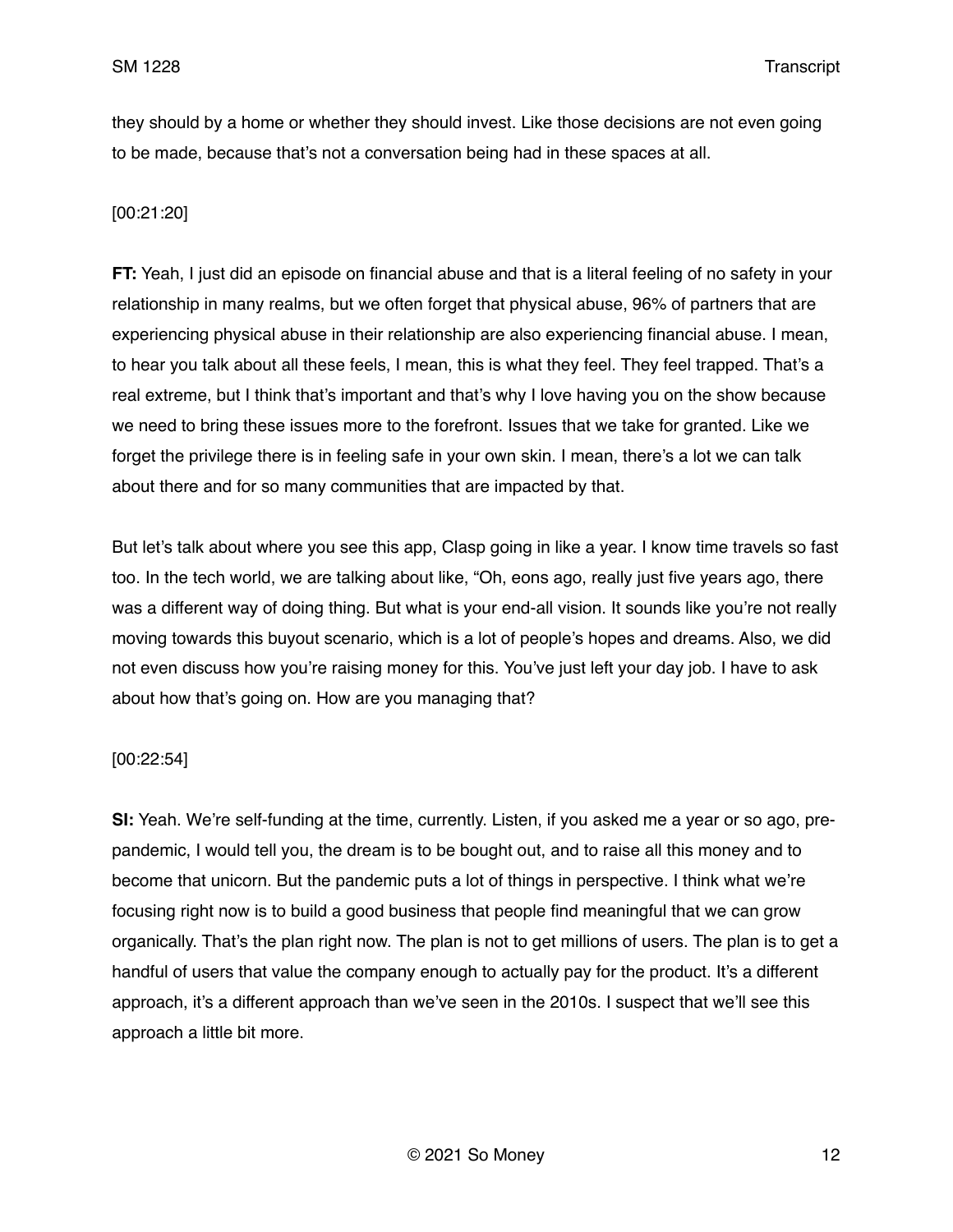they should by a home or whether they should invest. Like those decisions are not even going to be made, because that's not a conversation being had in these spaces at all.

[00:21:20]

**FT:** Yeah, I just did an episode on financial abuse and that is a literal feeling of no safety in your relationship in many realms, but we often forget that physical abuse, 96% of partners that are experiencing physical abuse in their relationship are also experiencing financial abuse. I mean, to hear you talk about all these feels, I mean, this is what they feel. They feel trapped. That's a real extreme, but I think that's important and that's why I love having you on the show because we need to bring these issues more to the forefront. Issues that we take for granted. Like we forget the privilege there is in feeling safe in your own skin. I mean, there's a lot we can talk about there and for so many communities that are impacted by that.

But let's talk about where you see this app, Clasp going in like a year. I know time travels so fast too. In the tech world, we are talking about like, "Oh, eons ago, really just five years ago, there was a different way of doing thing. But what is your end-all vision. It sounds like you're not really moving towards this buyout scenario, which is a lot of people's hopes and dreams. Also, we did not even discuss how you're raising money for this. You've just left your day job. I have to ask about how that's going on. How are you managing that?

[00:22:54]

**SI:** Yeah. We're self-funding at the time, currently. Listen, if you asked me a year or so ago, pre-pandemic, I would tell you, the dream is to be bought out, and to raise all this money and to become that unicorn. But the pandemic puts a lot of things in perspective. I think what we're focusing right now is to build a good business that people find meaningful that we can grow organically. That's the plan right now. The plan is not to get millions of users. The plan is to get a handful of users that value the company enough to actually pay for the product. It's a different approach, it's a different approach than we've seen in the 2010s. I suspect that we'll see this approach a little bit more.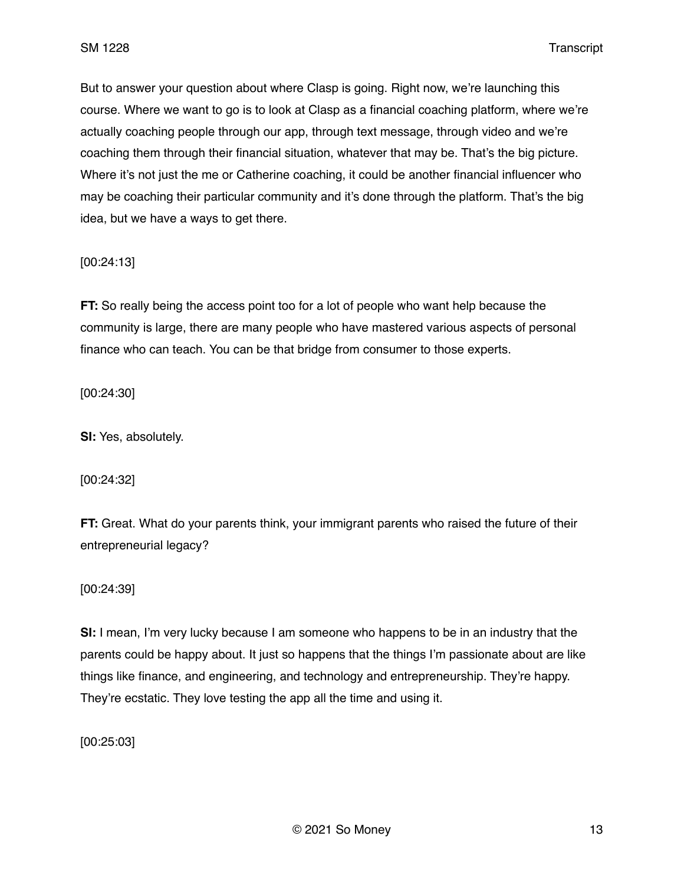But to answer your question about where Clasp is going. Right now, we're launching this course. Where we want to go is to look at Clasp as a financial coaching platform, where we're actually coaching people through our app, through text message, through video and we're coaching them through their financial situation, whatever that may be. That's the big picture. Where it's not just the me or Catherine coaching, it could be another financial influencer who may be coaching their particular community and it's done through the platform. That's the big idea, but we have a ways to get there.

[00:24:13]

**FT:** So really being the access point too for a lot of people who want help because the community is large, there are many people who have mastered various aspects of personal finance who can teach. You can be that bridge from consumer to those experts.

[00:24:30]

**SI:** Yes, absolutely.

[00:24:32]

**FT:** Great. What do your parents think, your immigrant parents who raised the future of their entrepreneurial legacy?

[00:24:39]

**SI:** I mean, I'm very lucky because I am someone who happens to be in an industry that the parents could be happy about. It just so happens that the things I'm passionate about are like things like finance, and engineering, and technology and entrepreneurship. They're happy. They're ecstatic. They love testing the app all the time and using it.

[00:25:03]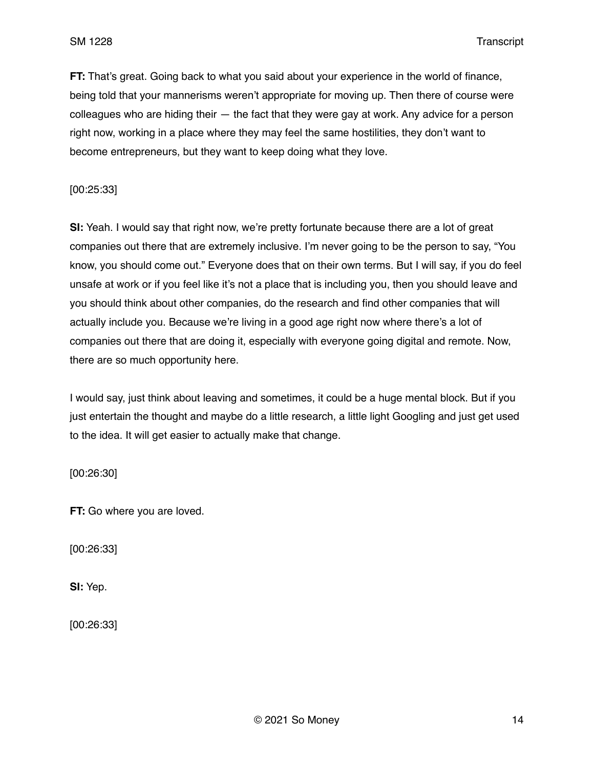**FT:** That's great. Going back to what you said about your experience in the world of finance, being told that your mannerisms weren't appropriate for moving up. Then there of course were colleagues who are hiding their — the fact that they were gay at work. Any advice for a person right now, working in a place where they may feel the same hostilities, they don't want to become entrepreneurs, but they want to keep doing what they love.

[00:25:33]

**SI:** Yeah. I would say that right now, we're pretty fortunate because there are a lot of great companies out there that are extremely inclusive. I'm never going to be the person to say, "You know, you should come out." Everyone does that on their own terms. But I will say, if you do feel unsafe at work or if you feel like it's not a place that is including you, then you should leave and you should think about other companies, do the research and find other companies that will actually include you. Because we're living in a good age right now where there's a lot of companies out there that are doing it, especially with everyone going digital and remote. Now, there are so much opportunity here.

I would say, just think about leaving and sometimes, it could be a huge mental block. But if you just entertain the thought and maybe do a little research, a little light Googling and just get used to the idea. It will get easier to actually make that change.

[00:26:30]

**FT:** Go where you are loved.

[00:26:33]

**SI:** Yep.

[00:26:33]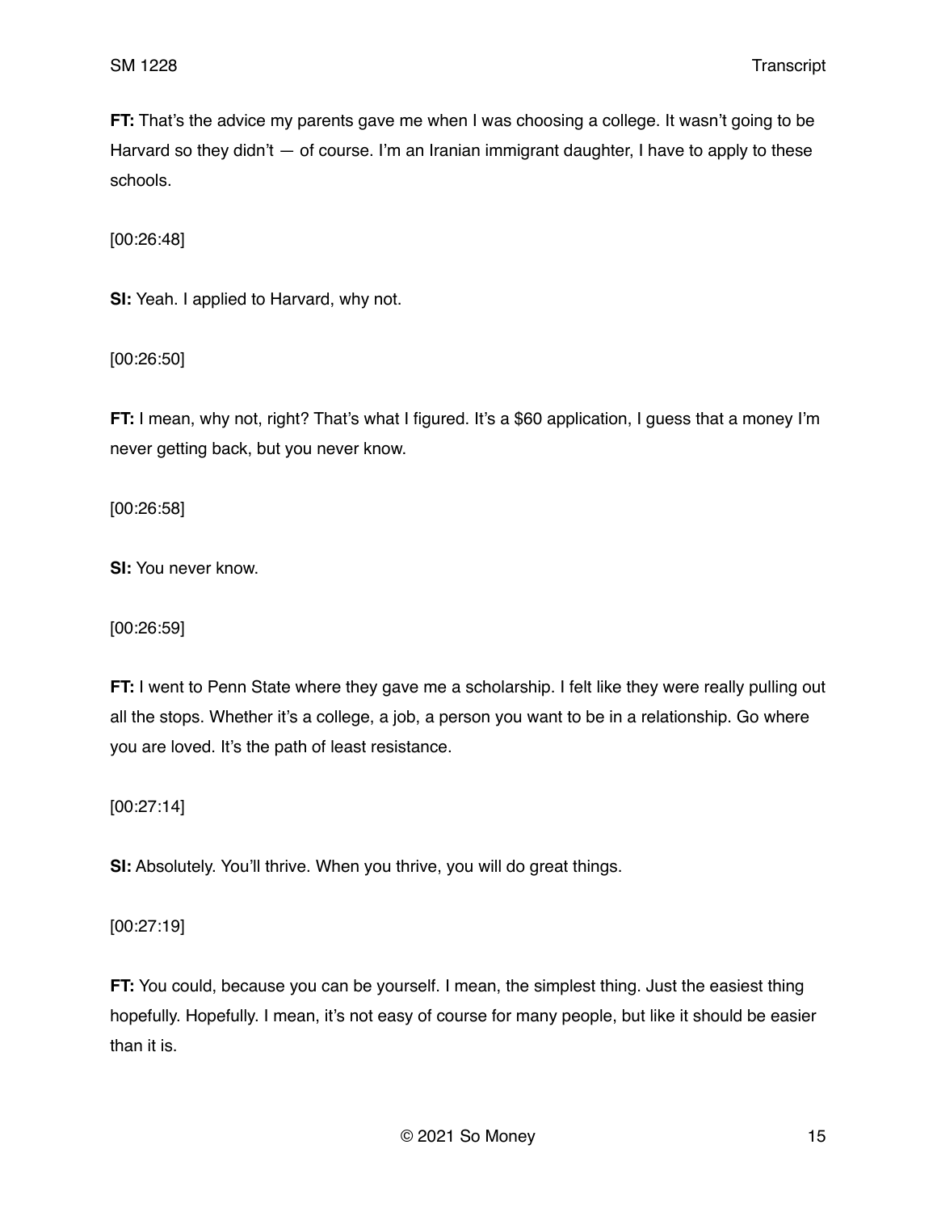**FT:** That's the advice my parents gave me when I was choosing a college. It wasn't going to be Harvard so they didn't — of course. I'm an Iranian immigrant daughter, I have to apply to these schools.

[00:26:48]

**SI:** Yeah. I applied to Harvard, why not.

[00:26:50]

**FT:** I mean, why not, right? That's what I figured. It's a $60 application, I guess that a money I'm never getting back, but you never know.

[00:26:58]

**SI:** You never know.

[00:26:59]

**FT:** I went to Penn State where they gave me a scholarship. I felt like they were really pulling out all the stops. Whether it's a college, a job, a person you want to be in a relationship. Go where you are loved. It's the path of least resistance.

[00:27:14]

**SI:** Absolutely. You'll thrive. When you thrive, you will do great things.

[00:27:19]

**FT:** You could, because you can be yourself. I mean, the simplest thing. Just the easiest thing hopefully. Hopefully. I mean, it's not easy of course for many people, but like it should be easier than it is.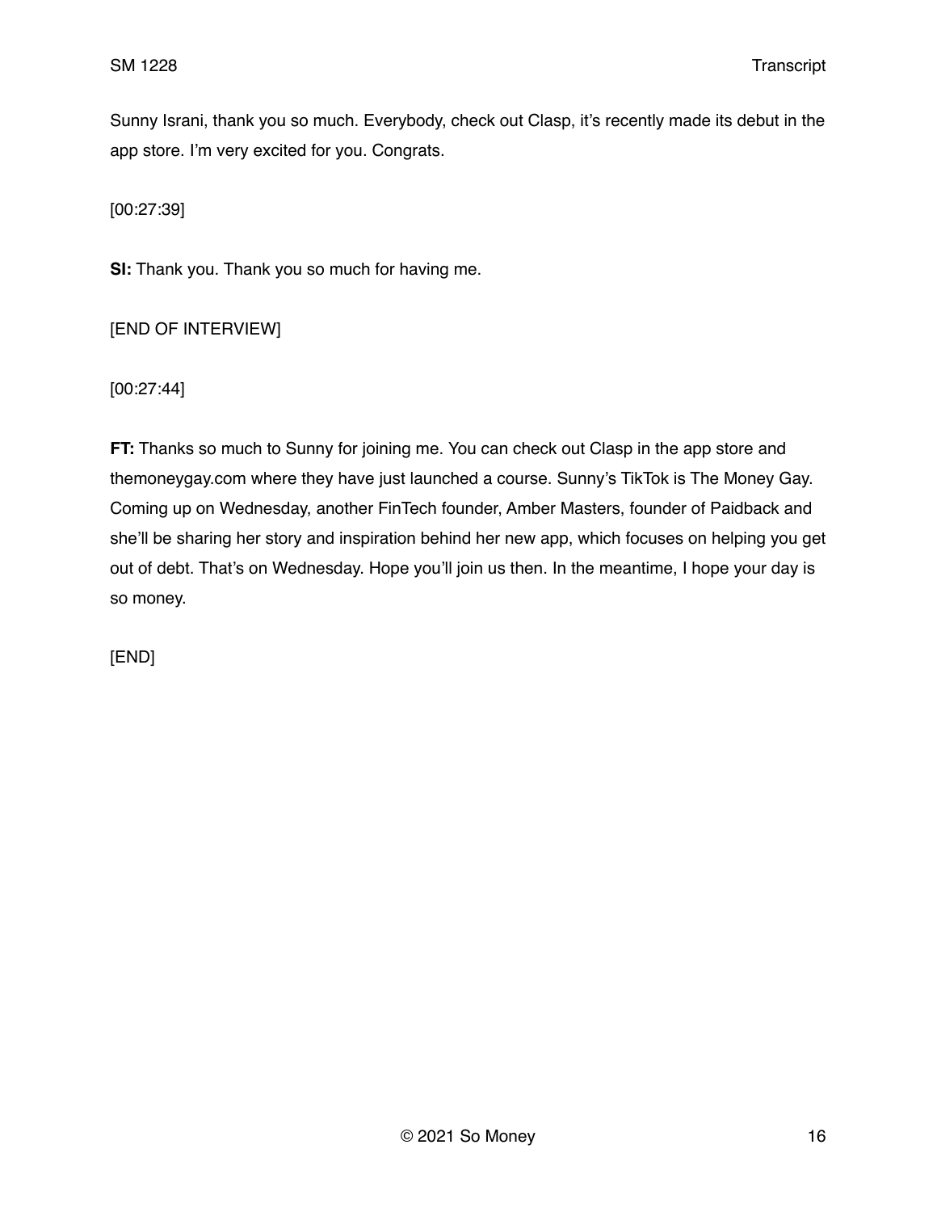Sunny Israni, thank you so much. Everybody, check out Clasp, it's recently made its debut in the app store. I'm very excited for you. Congrats.

[00:27:39]

**SI:** Thank you. Thank you so much for having me.

[END OF INTERVIEW]

[00:27:44]

**FT:** Thanks so much to Sunny for joining me. You can check out Clasp in the app store and themoneygay.com where they have just launched a course. Sunny's TikTok is The Money Gay. Coming up on Wednesday, another FinTech founder, Amber Masters, founder of Paidback and she'll be sharing her story and inspiration behind her new app, which focuses on helping you get out of debt. That's on Wednesday. Hope you'll join us then. In the meantime, I hope your day is so money.

[END]